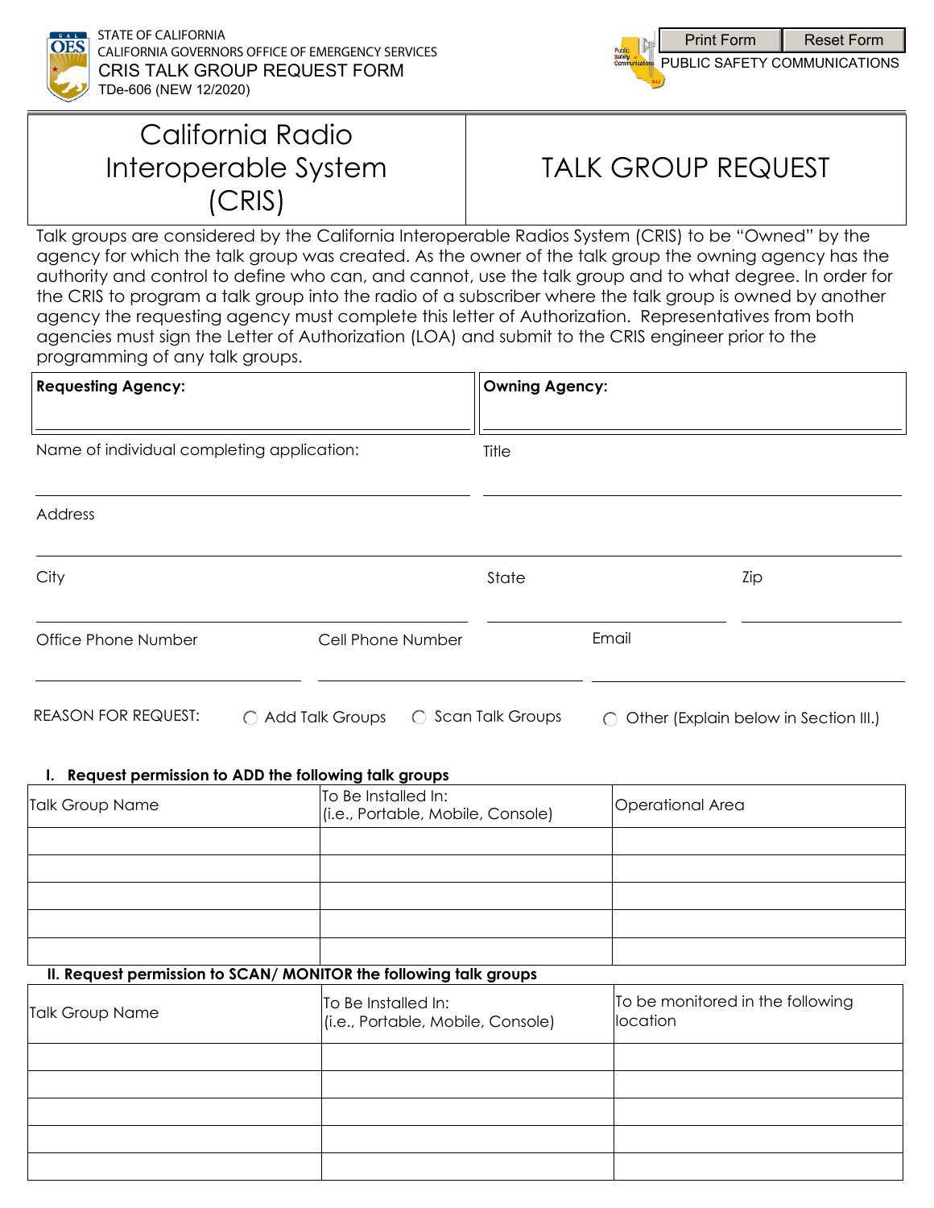STATE OF CALIFORNIA
CALIFORNIA GOVERNORS OFFICE OF EMERGENCY SERVICES
CRIS TALK GROUP REQUEST FORM
TDe-606 (NEW 12/2020)

PUBLIC SAFETY COMMUNICATIONS

# California Radio Interoperable System (CRIS)

# TALK GROUP REQUEST

Talk groups are considered by the California Interoperable Radios System (CRIS) to be "Owned" by the agency for which the talk group was created. As the owner of the talk group the owning agency has the authority and control to define who can, and cannot, use the talk group and to what degree. In order for the CRIS to program a talk group into the radio of a subscriber where the talk group is owned by another agency the requesting agency must complete this letter of Authorization. Representatives from both agencies must sign the Letter of Authorization (LOA) and submit to the CRIS engineer prior to the programming of any talk groups.

| **Requesting Agency:** | **Owning Agency:** |
|---|---|
| | |

Name of individual completing application: ____________________ Title ____________________

Address ____________________

City ____________________ State ____________________ Zip ____________________

Office Phone Number ____________________ Cell Phone Number ____________________ Email ____________________

REASON FOR REQUEST: ○ Add Talk Groups ○ Scan Talk Groups ○ Other (Explain below in Section III.)

**I. Request permission to ADD the following talk groups**

| Talk Group Name | To Be Installed In: (i.e., Portable, Mobile, Console) | Operational Area |
|---|---|---|
| | | |
| | | |
| | | |
| | | |
| | | |

**II. Request permission to SCAN/ MONITOR the following talk groups**

| Talk Group Name | To Be Installed In: (i.e., Portable, Mobile, Console) | To be monitored in the following location |
|---|---|---|
| | | |
| | | |
| | | |
| | | |
| | | |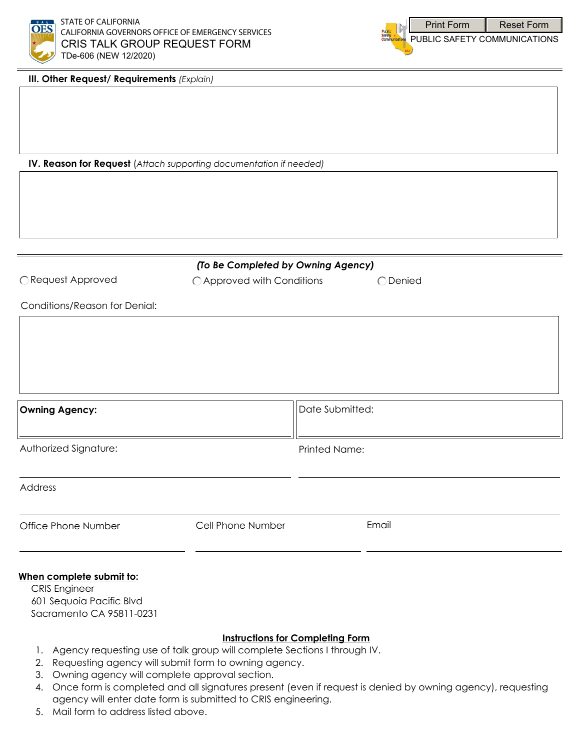STATE OF CALIFORNIA
CALIFORNIA GOVERNORS OFFICE OF EMERGENCY SERVICES
CRIS TALK GROUP REQUEST FORM
TDe-606 (NEW 12/2020)

Print Form | Reset Form

PUBLIC SAFETY COMMUNICATIONS

**III. Other Request/ Requirements** *(Explain)*

**IV. Reason for Request** (*Attach supporting documentation if needed)*

***(To Be Completed by Owning Agency)***

○ Request Approved ○ Approved with Conditions ○ Denied

Conditions/Reason for Denial:

| **Owning Agency:** | Date Submitted: |
|---|---|

Authorized Signature: Printed Name:

Address

Office Phone Number Cell Phone Number Email

**When complete submit to:**
CRIS Engineer
601 Sequoia Pacific Blvd
Sacramento CA 95811-0231

**Instructions for Completing Form**

1. Agency requesting use of talk group will complete Sections I through IV.
2. Requesting agency will submit form to owning agency.
3. Owning agency will complete approval section.
4. Once form is completed and all signatures present (even if request is denied by owning agency), requesting agency will enter date form is submitted to CRIS engineering.
5. Mail form to address listed above.